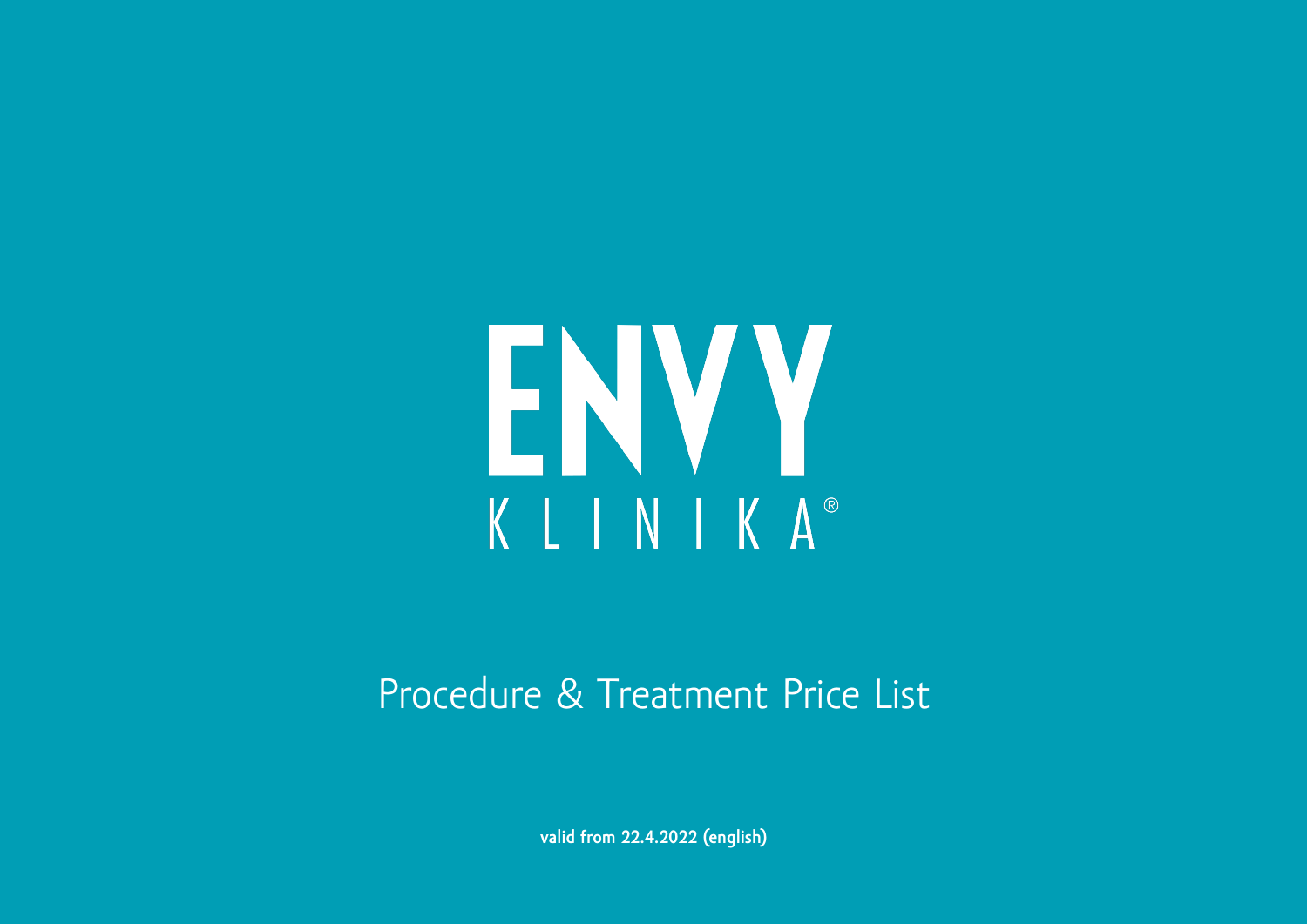# ENVY

## KLINIKA®

Procedure & Treatment Price List

**valid from 22.4.2022 (english)**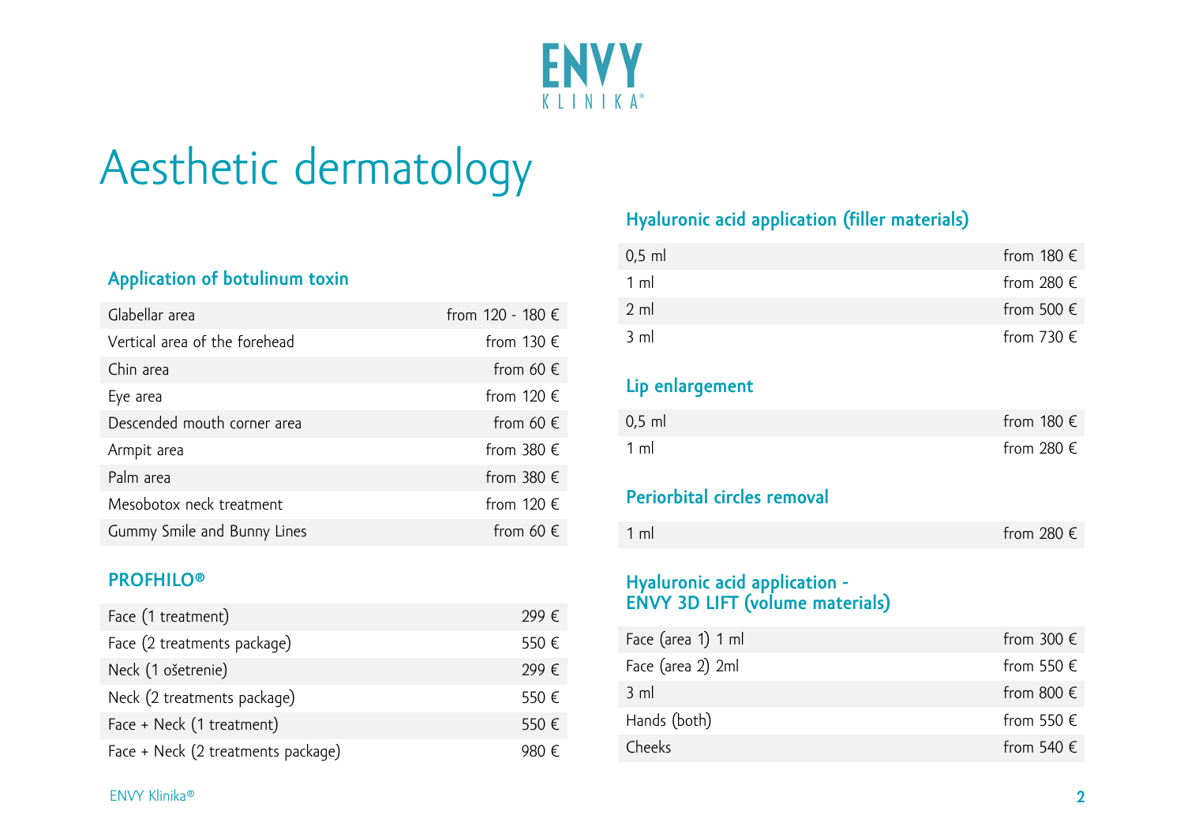ENVY
KLINIKA®

# Aesthetic dermatology

## Application of botulinum toxin

| | |
|---|---|
| Glabellar area | from 120 - 180 € |
| Vertical area of the forehead | from 130 € |
| Chin area | from 60 € |
| Eye area | from 120 € |
| Descended mouth corner area | from 60 € |
| Armpit area | from 380 € |
| Palm area | from 380 € |
| Mesobotox neck treatment | from 120 € |
| Gummy Smile and Bunny Lines | from 60 € |

## PROFHILO®

| | |
|---|---|
| Face (1 treatment) | 299 € |
| Face (2 treatments package) | 550 € |
| Neck (1 ošetrenie) | 299 € |
| Neck (2 treatments package) | 550 € |
| Face + Neck (1 treatment) | 550 € |
| Face + Neck (2 treatments package) | 980 € |

## Hyaluronic acid application (filler materials)

| | |
|---|---|
| 0,5 ml | from 180 € |
| 1 ml | from 280 € |
| 2 ml | from 500 € |
| 3 ml | from 730 € |

## Lip enlargement

| | |
|---|---|
| 0,5 ml | from 180 € |
| 1 ml | from 280 € |

## Periorbital circles removal

| | |
|---|---|
| 1 ml | from 280 € |

## Hyaluronic acid application - ENVY 3D LIFT (volume materials)

| | |
|---|---|
| Face (area 1) 1 ml | from 300 € |
| Face (area 2) 2ml | from 550 € |
| 3 ml | from 800 € |
| Hands (both) | from 550 € |
| Cheeks | from 540 € |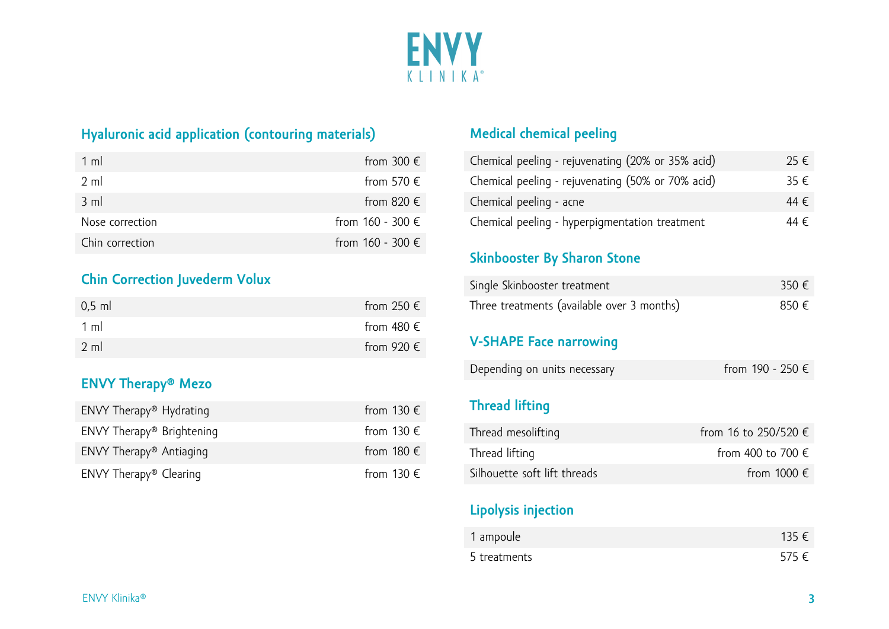ENVY
KLINIKA®

## Hyaluronic acid application (contouring materials)

| | |
|---|---|
| 1 ml | from 300 € |
| 2 ml | from 570 € |
| 3 ml | from 820 € |
| Nose correction | from 160 - 300 € |
| Chin correction | from 160 - 300 € |

## Chin Correction Juvederm Volux

| | |
|---|---|
| 0,5 ml | from 250 € |
| 1 ml | from 480 € |
| 2 ml | from 920 € |

## ENVY Therapy® Mezo

| | |
|---|---|
| ENVY Therapy® Hydrating | from 130 € |
| ENVY Therapy® Brightening | from 130 € |
| ENVY Therapy® Antiaging | from 180 € |
| ENVY Therapy® Clearing | from 130 € |

## Medical chemical peeling

| | |
|---|---|
| Chemical peeling - rejuvenating (20% or 35% acid) | 25 € |
| Chemical peeling - rejuvenating (50% or 70% acid) | 35 € |
| Chemical peeling - acne | 44 € |
| Chemical peeling - hyperpigmentation treatment | 44 € |

## Skinbooster By Sharon Stone

| | |
|---|---|
| Single Skinbooster treatment | 350 € |
| Three treatments (available over 3 months) | 850 € |

## V-SHAPE Face narrowing

| | |
|---|---|
| Depending on units necessary | from 190 - 250 € |

## Thread lifting

| | |
|---|---|
| Thread mesolifting | from 16 to 250/520 € |
| Thread lifting | from 400 to 700 € |
| Silhouette soft lift threads | from 1000 € |

## Lipolysis injection

| | |
|---|---|
| 1 ampoule | 135 € |
| 5 treatments | 575 € |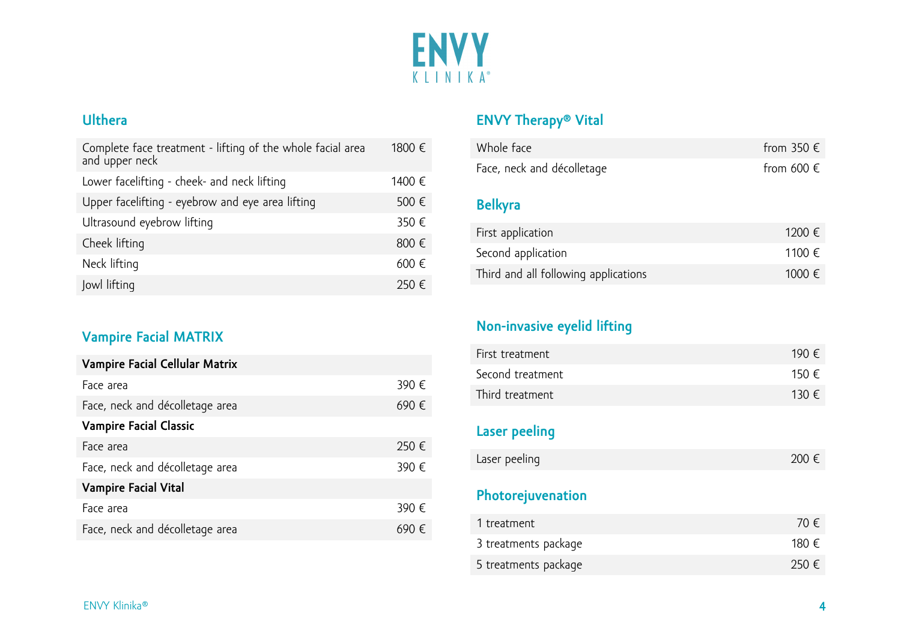## Ulthera

| Treatment | Price |
|---|---|
| Complete face treatment - lifting of the whole facial area and upper neck | 1800 € |
| Lower facelifting - cheek- and neck lifting | 1400 € |
| Upper facelifting - eyebrow and eye area lifting | 500 € |
| Ultrasound eyebrow lifting | 350 € |
| Cheek lifting | 800 € |
| Neck lifting | 600 € |
| Jowl lifting | 250 € |

## Vampire Facial MATRIX

| Treatment | Price |
|---|---|
| **Vampire Facial Cellular Matrix** | |
| Face area | 390 € |
| Face, neck and décolletage area | 690 € |
| **Vampire Facial Classic** | |
| Face area | 250 € |
| Face, neck and décolletage area | 390 € |
| **Vampire Facial Vital** | |
| Face area | 390 € |
| Face, neck and décolletage area | 690 € |

## ENVY Therapy® Vital

| Treatment | Price |
|---|---|
| Whole face | from 350 € |
| Face, neck and décolletage | from 600 € |

## Belkyra

| Treatment | Price |
|---|---|
| First application | 1200 € |
| Second application | 1100 € |
| Third and all following applications | 1000 € |

## Non-invasive eyelid lifting

| Treatment | Price |
|---|---|
| First treatment | 190 € |
| Second treatment | 150 € |
| Third treatment | 130 € |

## Laser peeling

| Treatment | Price |
|---|---|
| Laser peeling | 200 € |

## Photorejuvenation

| Treatment | Price |
|---|---|
| 1 treatment | 70 € |
| 3 treatments package | 180 € |
| 5 treatments package | 250 € |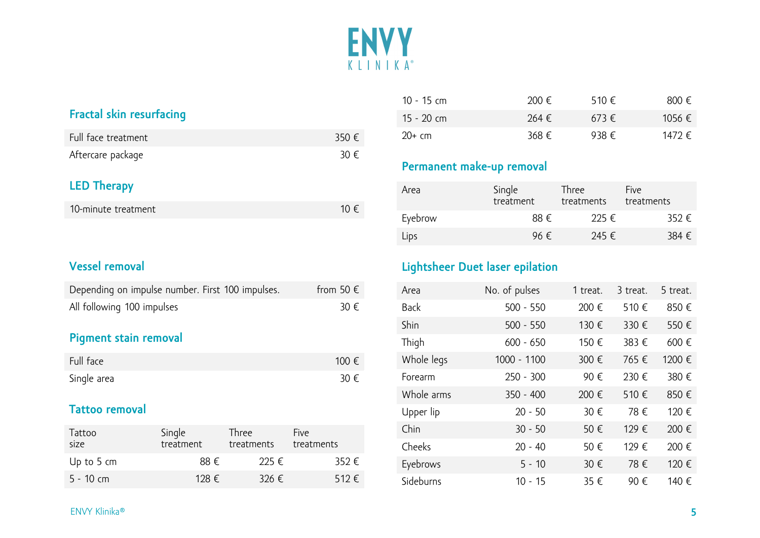ENVY

KLINIKA®

## Fractal skin resurfacing

| | |
|---|---|
| Full face treatment | 350 € |
| Aftercare package | 30 € |

## LED Therapy

| | |
|---|---|
| 10-minute treatment | 10 € |

## Vessel removal

| | |
|---|---|
| Depending on impulse number. First 100 impulses. | from 50 € |
| All following 100 impulses | 30 € |

## Pigment stain removal

| | |
|---|---|
| Full face | 100 € |
| Single area | 30 € |

## Tattoo removal

| Tattoo size | Single treatment | Three treatments | Five treatments |
|---|---|---|---|
| Up to 5 cm | 88 € | 225 € | 352 € |
| 5 - 10 cm | 128 € | 326 € | 512 € |
| 10 - 15 cm | 200 € | 510 € | 800 € |
| 15 - 20 cm | 264 € | 673 € | 1056 € |
| 20+ cm | 368 € | 938 € | 1472 € |

## Permanent make-up removal

| Area | Single treatment | Three treatments | Five treatments |
|---|---|---|---|
| Eyebrow | 88 € | 225 € | 352 € |
| Lips | 96 € | 245 € | 384 € |

## Lightsheer Duet laser epilation

| Area | No. of pulses | 1 treat. | 3 treat. | 5 treat. |
|---|---|---|---|---|
| Back | 500 - 550 | 200 € | 510 € | 850 € |
| Shin | 500 - 550 | 130 € | 330 € | 550 € |
| Thigh | 600 - 650 | 150 € | 383 € | 600 € |
| Whole legs | 1000 - 1100 | 300 € | 765 € | 1200 € |
| Forearm | 250 - 300 | 90 € | 230 € | 380 € |
| Whole arms | 350 - 400 | 200 € | 510 € | 850 € |
| Upper lip | 20 - 50 | 30 € | 78 € | 120 € |
| Chin | 30 - 50 | 50 € | 129 € | 200 € |
| Cheeks | 20 - 40 | 50 € | 129 € | 200 € |
| Eyebrows | 5 - 10 | 30 € | 78 € | 120 € |
| Sideburns | 10 - 15 | 35 € | 90 € | 140 € |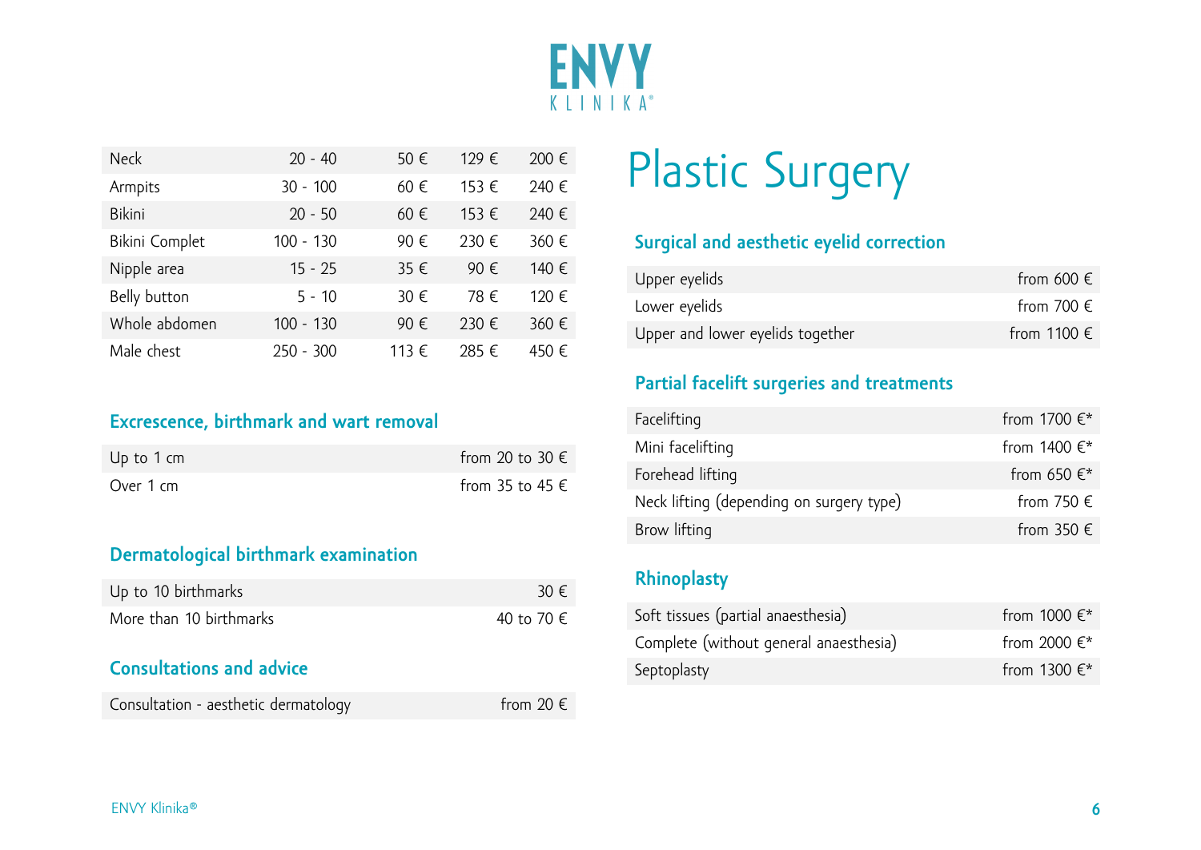| | | | | |
|---|---|---|---|---|
| Neck | 20 - 40 | 50 € | 129 € | 200 € |
| Armpits | 30 - 100 | 60 € | 153 € | 240 € |
| Bikini | 20 - 50 | 60 € | 153 € | 240 € |
| Bikini Complet | 100 - 130 | 90 € | 230 € | 360 € |
| Nipple area | 15 - 25 | 35 € | 90 € | 140 € |
| Belly button | 5 - 10 | 30 € | 78 € | 120 € |
| Whole abdomen | 100 - 130 | 90 € | 230 € | 360 € |
| Male chest | 250 - 300 | 113 € | 285 € | 450 € |

### Excrescence, birthmark and wart removal

| | |
|---|---|
| Up to 1 cm | from 20 to 30 € |
| Over 1 cm | from 35 to 45 € |

### Dermatological birthmark examination

| | |
|---|---|
| Up to 10 birthmarks | 30 € |
| More than 10 birthmarks | 40 to 70 € |

### Consultations and advice

| | |
|---|---|
| Consultation - aesthetic dermatology | from 20 € |

# Plastic Surgery

### Surgical and aesthetic eyelid correction

| | |
|---|---|
| Upper eyelids | from 600 € |
| Lower eyelids | from 700 € |
| Upper and lower eyelids together | from 1100 € |

### Partial facelift surgeries and treatments

| | |
|---|---|
| Facelifting | from 1700 €* |
| Mini facelifting | from 1400 €* |
| Forehead lifting | from 650 €* |
| Neck lifting (depending on surgery type) | from 750 € |
| Brow lifting | from 350 € |

### Rhinoplasty

| | |
|---|---|
| Soft tissues (partial anaesthesia) | from 1000 €* |
| Complete (without general anaesthesia) | from 2000 €* |
| Septoplasty | from 1300 €* |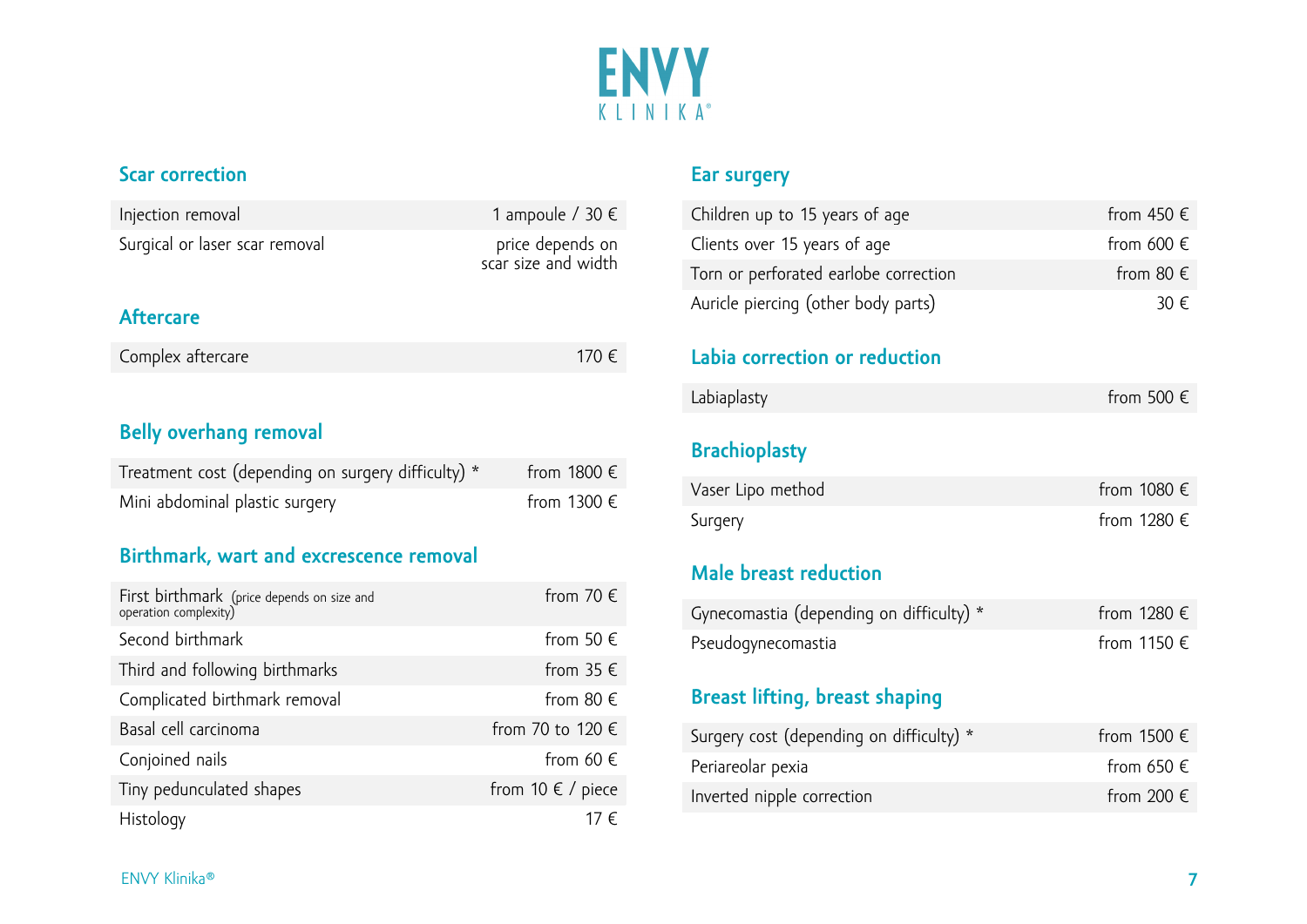# ENVY KLINIKA®

## Scar correction

| | |
|---|---|
| Injection removal | 1 ampoule / 30 € |
| Surgical or laser scar removal | price depends on scar size and width |

## Aftercare

| | |
|---|---|
| Complex aftercare | 170 € |

## Belly overhang removal

| | |
|---|---|
| Treatment cost (depending on surgery difficulty) * | from 1800 € |
| Mini abdominal plastic surgery | from 1300 € |

## Birthmark, wart and excrescence removal

| | |
|---|---|
| First birthmark (price depends on size and operation complexity) | from 70 € |
| Second birthmark | from 50 € |
| Third and following birthmarks | from 35 € |
| Complicated birthmark removal | from 80 € |
| Basal cell carcinoma | from 70 to 120 € |
| Conjoined nails | from 60 € |
| Tiny pedunculated shapes | from 10 € / piece |
| Histology | 17 € |

## Ear surgery

| | |
|---|---|
| Children up to 15 years of age | from 450 € |
| Clients over 15 years of age | from 600 € |
| Torn or perforated earlobe correction | from 80 € |
| Auricle piercing (other body parts) | 30 € |

## Labia correction or reduction

| | |
|---|---|
| Labiaplasty | from 500 € |

## Brachioplasty

| | |
|---|---|
| Vaser Lipo method | from 1080 € |
| Surgery | from 1280 € |

## Male breast reduction

| | |
|---|---|
| Gynecomastia (depending on difficulty) * | from 1280 € |
| Pseudogynecomastia | from 1150 € |

## Breast lifting, breast shaping

| | |
|---|---|
| Surgery cost (depending on difficulty) * | from 1500 € |
| Periareolar pexia | from 650 € |
| Inverted nipple correction | from 200 € |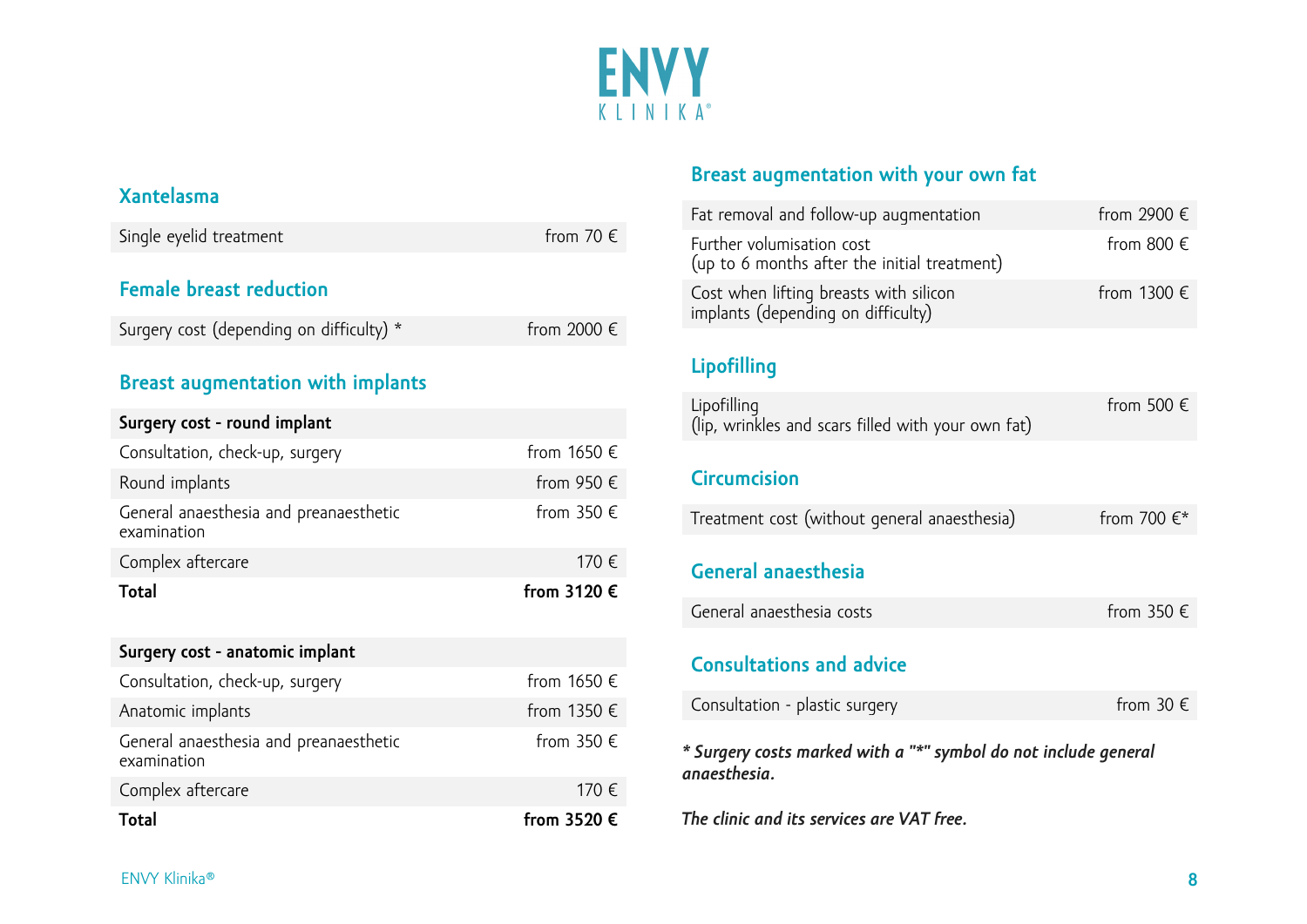# ENVY KLINIKA®

## Xantelasma

| Single eyelid treatment | from 70 € |
|---|---|

## Female breast reduction

| Surgery cost (depending on difficulty) * | from 2000 € |
|---|---|

## Breast augmentation with implants

| **Surgery cost - round implant** | |
|---|---|
| Consultation, check-up, surgery | from 1650 € |
| Round implants | from 950 € |
| General anaesthesia and preanaesthetic examination | from 350 € |
| Complex aftercare | 170 € |
| **Total** | **from 3120 €** |

| **Surgery cost - anatomic implant** | |
|---|---|
| Consultation, check-up, surgery | from 1650 € |
| Anatomic implants | from 1350 € |
| General anaesthesia and preanaesthetic examination | from 350 € |
| Complex aftercare | 170 € |
| **Total** | **from 3520 €** |

## Breast augmentation with your own fat

| Fat removal and follow-up augmentation | from 2900 € |
|---|---|
| Further volumisation cost (up to 6 months after the initial treatment) | from 800 € |
| Cost when lifting breasts with silicon implants (depending on difficulty) | from 1300 € |

## Lipofilling

| Lipofilling (lip, wrinkles and scars filled with your own fat) | from 500 € |
|---|---|

## Circumcision

| Treatment cost (without general anaesthesia) | from 700 €* |
|---|---|

## General anaesthesia

| General anaesthesia costs | from 350 € |
|---|---|

## Consultations and advice

| Consultation - plastic surgery | from 30 € |
|---|---|

***** Surgery costs marked with a "*" symbol do not include general anaesthesia.***

***The clinic and its services are VAT free.***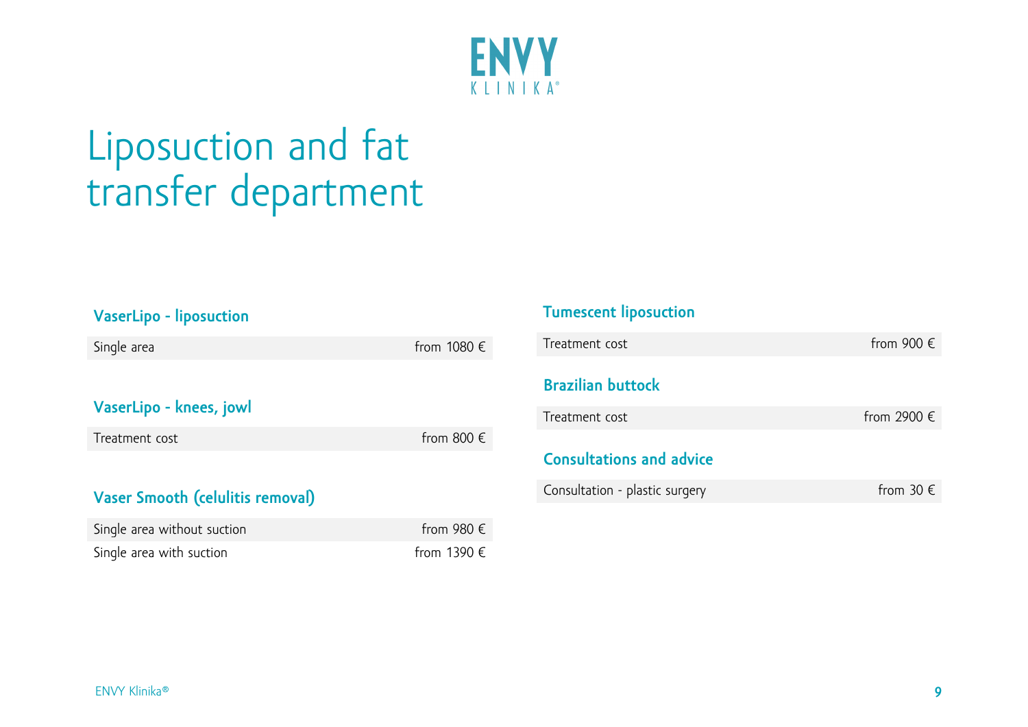# Liposuction and fat transfer department

### VaserLipo - liposuction

| | |
|---|---|
| Single area | from 1080 € |

### VaserLipo - knees, jowl

| | |
|---|---|
| Treatment cost | from 800 € |

### Vaser Smooth (celulitis removal)

| | |
|---|---|
| Single area without suction | from 980 € |
| Single area with suction | from 1390 € |

### Tumescent liposuction

| | |
|---|---|
| Treatment cost | from 900 € |

### Brazilian buttock

| | |
|---|---|
| Treatment cost | from 2900 € |

### Consultations and advice

| | |
|---|---|
| Consultation - plastic surgery | from 30 € |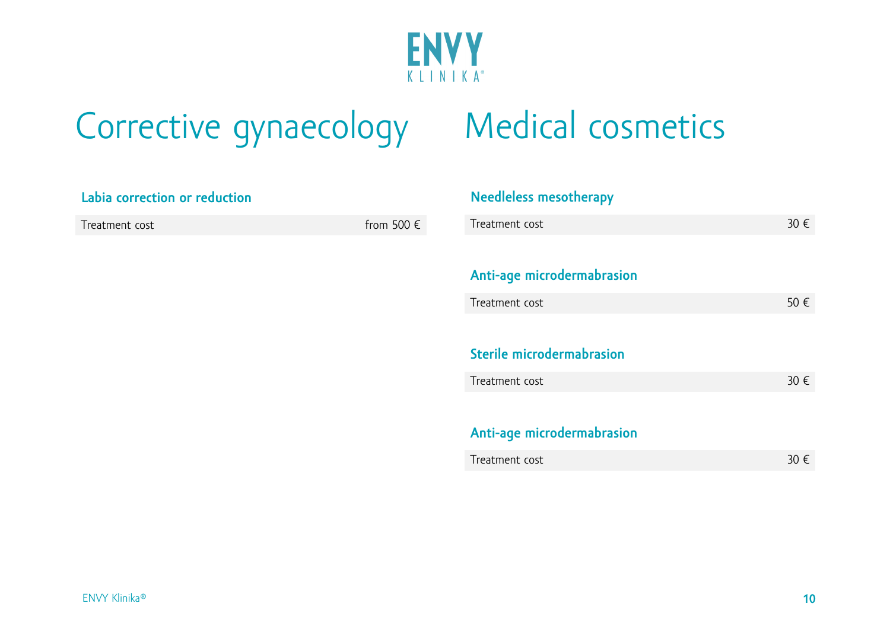# Corrective gynaecology

### Labia correction or reduction

| Treatment cost | from 500 € |
|---|---|

# Medical cosmetics

### Needleless mesotherapy

| Treatment cost | 30 € |
|---|---|

### Anti-age microdermabrasion

| Treatment cost | 50 € |
|---|---|

### Sterile microdermabrasion

| Treatment cost | 30 € |
|---|---|

### Anti-age microdermabrasion

| Treatment cost | 30 € |
|---|---|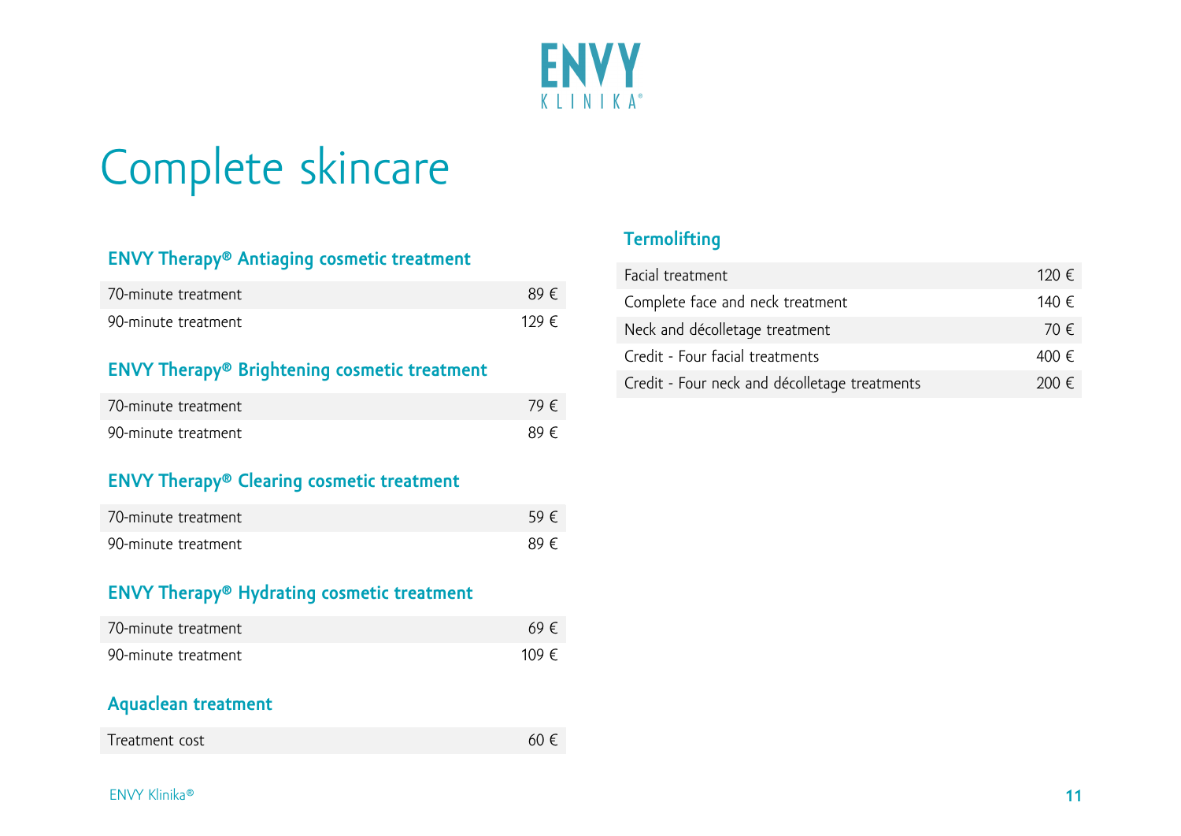# Complete skincare

### ENVY Therapy® Antiaging cosmetic treatment

| | |
|---|---|
| 70-minute treatment | 89 € |
| 90-minute treatment | 129 € |

### ENVY Therapy® Brightening cosmetic treatment

| | |
|---|---|
| 70-minute treatment | 79 € |
| 90-minute treatment | 89 € |

### ENVY Therapy® Clearing cosmetic treatment

| | |
|---|---|
| 70-minute treatment | 59 € |
| 90-minute treatment | 89 € |

### ENVY Therapy® Hydrating cosmetic treatment

| | |
|---|---|
| 70-minute treatment | 69 € |
| 90-minute treatment | 109 € |

### Aquaclean treatment

| | |
|---|---|
| Treatment cost | 60 € |

### Termolifting

| | |
|---|---|
| Facial treatment | 120 € |
| Complete face and neck treatment | 140 € |
| Neck and décolletage treatment | 70 € |
| Credit - Four facial treatments | 400 € |
| Credit - Four neck and décolletage treatments | 200 € |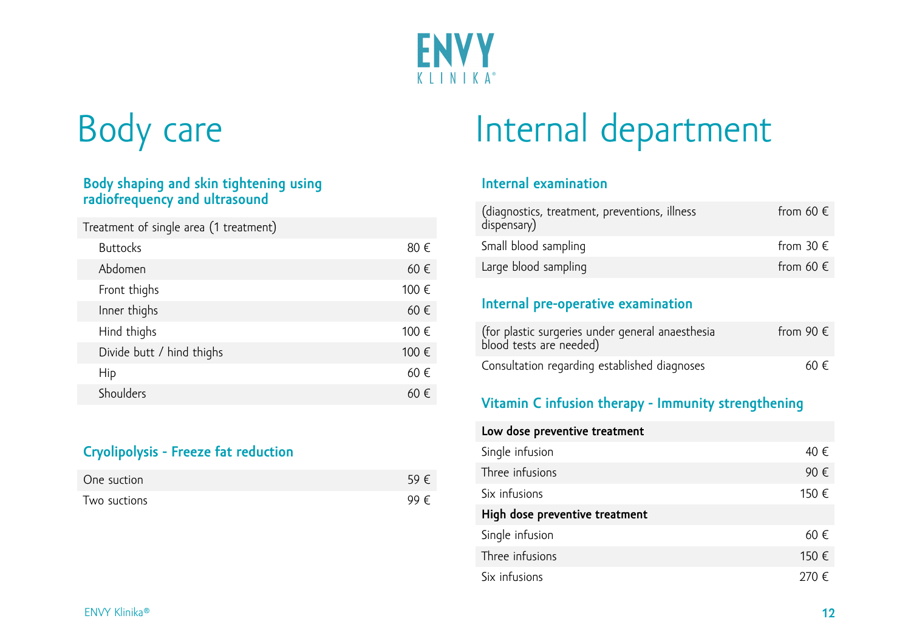ENVY KLINIKA®

# Body care

### Body shaping and skin tightening using radiofrequency and ultrasound

| Treatment of single area (1 treatment) | |
|---|---|
| Buttocks | 80 € |
| Abdomen | 60 € |
| Front thighs | 100 € |
| Inner thighs | 60 € |
| Hind thighs | 100 € |
| Divide butt / hind thighs | 100 € |
| Hip | 60 € |
| Shoulders | 60 € |

### Cryolipolysis - Freeze fat reduction

| | |
|---|---|
| One suction | 59 € |
| Two suctions | 99 € |

# Internal department

### Internal examination

| | |
|---|---|
| (diagnostics, treatment, preventions, illness dispensary) | from 60 € |
| Small blood sampling | from 30 € |
| Large blood sampling | from 60 € |

### Internal pre-operative examination

| | |
|---|---|
| (for plastic surgeries under general anaesthesia blood tests are needed) | from 90 € |
| Consultation regarding established diagnoses | 60 € |

### Vitamin C infusion therapy - Immunity strengthening

| **Low dose preventive treatment** | |
|---|---|
| Single infusion | 40 € |
| Three infusions | 90 € |
| Six infusions | 150 € |
| **High dose preventive treatment** | |
| Single infusion | 60 € |
| Three infusions | 150 € |
| Six infusions | 270 € |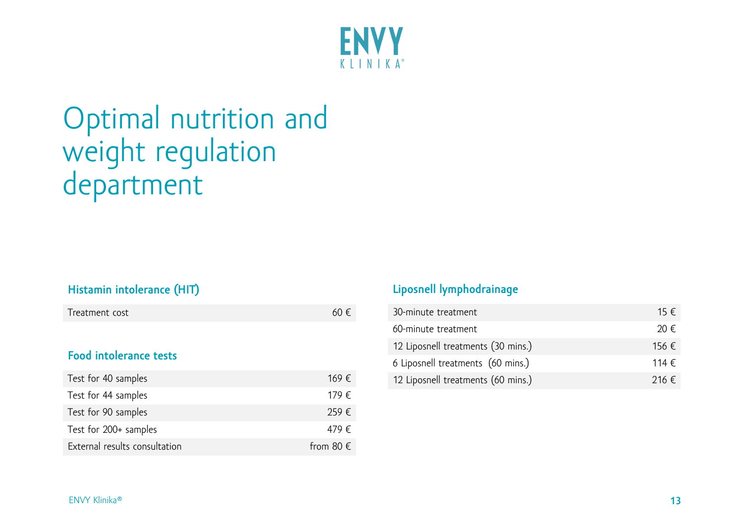# Optimal nutrition and weight regulation department

### Histamin intolerance (HIT)

| | |
|---|---|
| Treatment cost | 60 € |

### Food intolerance tests

| | |
|---|---|
| Test for 40 samples | 169 € |
| Test for 44 samples | 179 € |
| Test for 90 samples | 259 € |
| Test for 200+ samples | 479 € |
| External results consultation | from 80 € |

### Liposnell lymphodrainage

| | |
|---|---|
| 30-minute treatment | 15 € |
| 60-minute treatment | 20 € |
| 12 Liposnell treatments (30 mins.) | 156 € |
| 6 Liposnell treatments (60 mins.) | 114 € |
| 12 Liposnell treatments (60 mins.) | 216 € |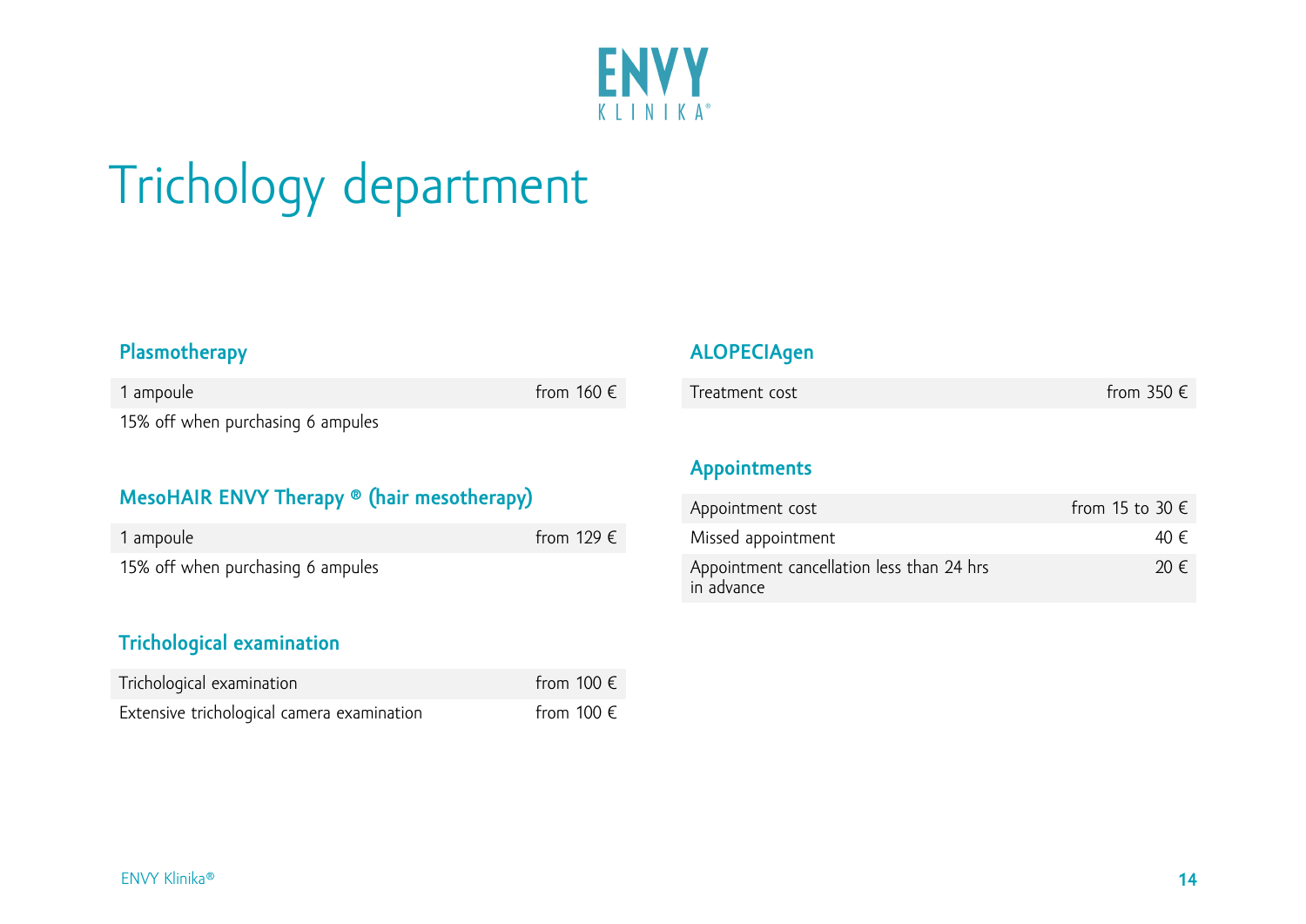# Trichology department

## Plasmotherapy

| | |
|---|---|
| 1 ampoule | from 160 € |
| 15% off when purchasing 6 ampules | |

## MesoHAIR ENVY Therapy ® (hair mesotherapy)

| | |
|---|---|
| 1 ampoule | from 129 € |
| 15% off when purchasing 6 ampules | |

## Trichological examination

| | |
|---|---|
| Trichological examination | from 100 € |
| Extensive trichological camera examination | from 100 € |

## ALOPECIAgen

| | |
|---|---|
| Treatment cost | from 350 € |

## Appointments

| | |
|---|---|
| Appointment cost | from 15 to 30 € |
| Missed appointment | 40 € |
| Appointment cancellation less than 24 hrs in advance | 20 € |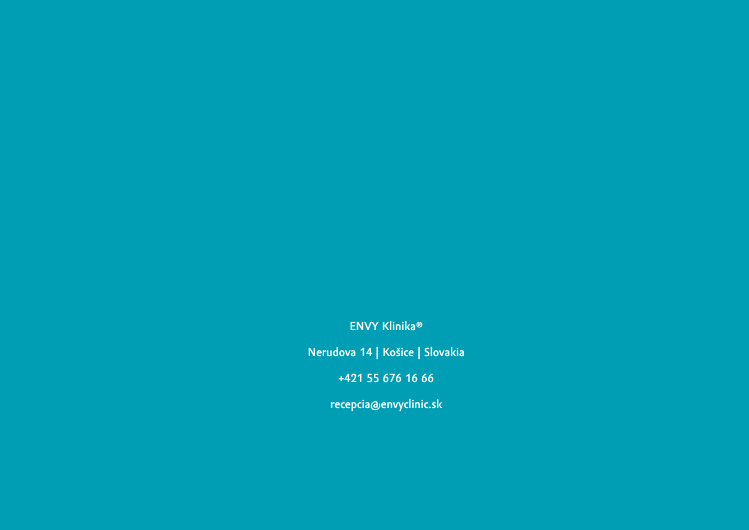ENVY Klinika®

Nerudova 14 | Košice | Slovakia

+421 55 676 16 66

recepcia@envyclinic.sk